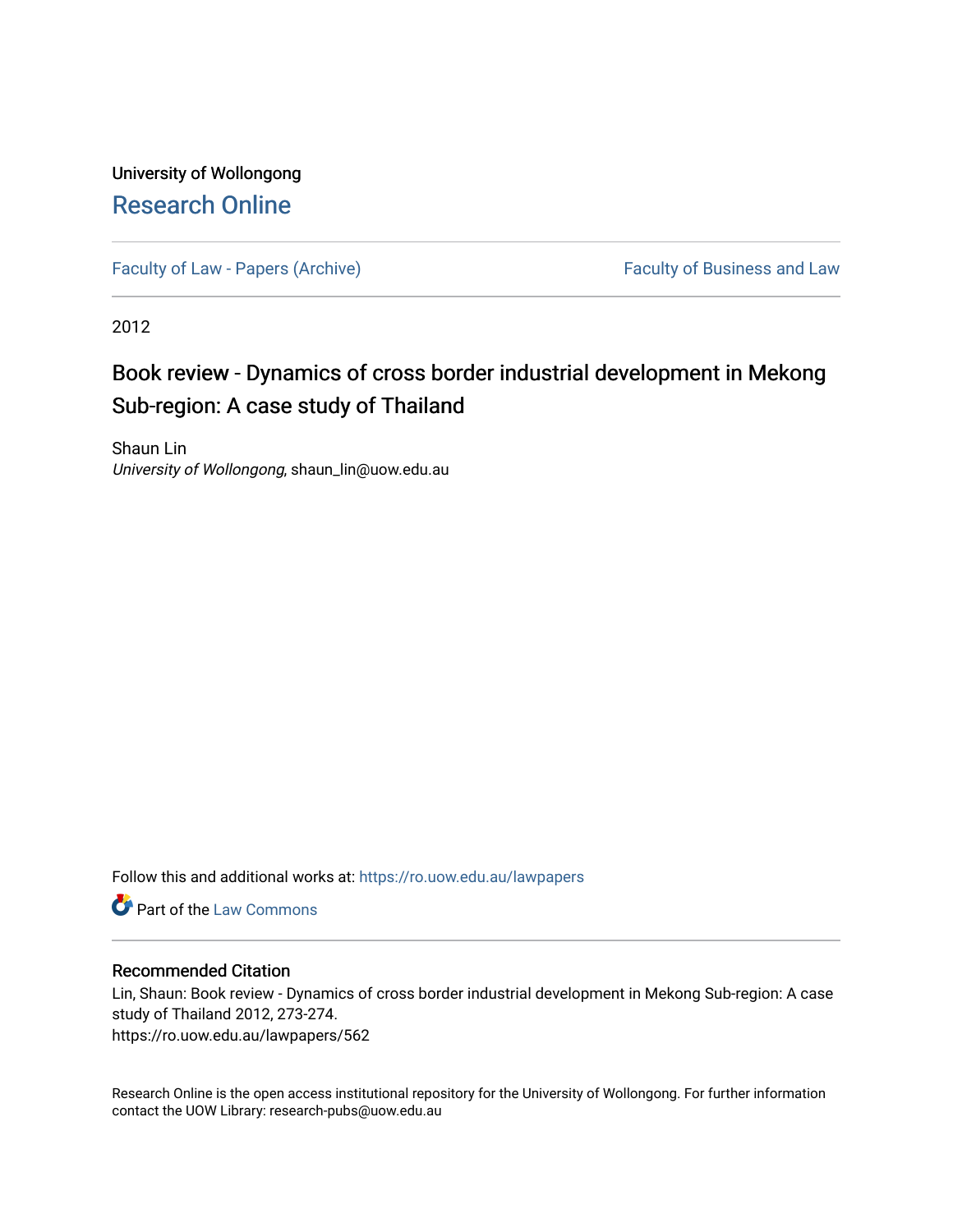University of Wollongong

# Research Online

Faculty of Law - Papers (Archive)

Faculty of Business and Law

2012

## Book review - Dynamics of cross border industrial development in Mekong Sub-region: A case study of Thailand

Shaun Lin
*University of Wollongong*, shaun_lin@uow.edu.au

Follow this and additional works at: https://ro.uow.edu.au/lawpapers

Part of the Law Commons

### Recommended Citation

Lin, Shaun: Book review - Dynamics of cross border industrial development in Mekong Sub-region: A case study of Thailand 2012, 273-274.
https://ro.uow.edu.au/lawpapers/562

Research Online is the open access institutional repository for the University of Wollongong. For further information contact the UOW Library: research-pubs@uow.edu.au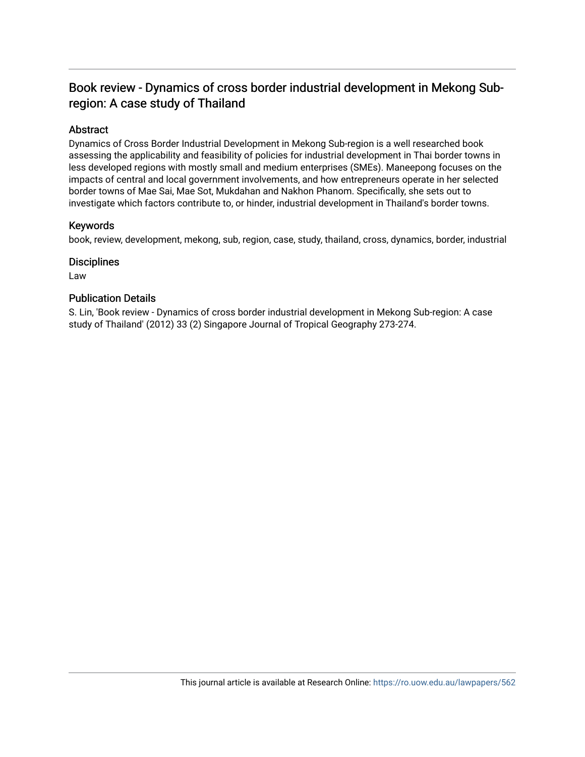# Book review - Dynamics of cross border industrial development in Mekong Sub-region: A case study of Thailand

## Abstract

Dynamics of Cross Border Industrial Development in Mekong Sub-region is a well researched book assessing the applicability and feasibility of policies for industrial development in Thai border towns in less developed regions with mostly small and medium enterprises (SMEs). Maneepong focuses on the impacts of central and local government involvements, and how entrepreneurs operate in her selected border towns of Mae Sai, Mae Sot, Mukdahan and Nakhon Phanom. Specifically, she sets out to investigate which factors contribute to, or hinder, industrial development in Thailand's border towns.

## Keywords

book, review, development, mekong, sub, region, case, study, thailand, cross, dynamics, border, industrial

## Disciplines

Law

## Publication Details

S. Lin, 'Book review - Dynamics of cross border industrial development in Mekong Sub-region: A case study of Thailand' (2012) 33 (2) Singapore Journal of Tropical Geography 273-274.

This journal article is available at Research Online: https://ro.uow.edu.au/lawpapers/562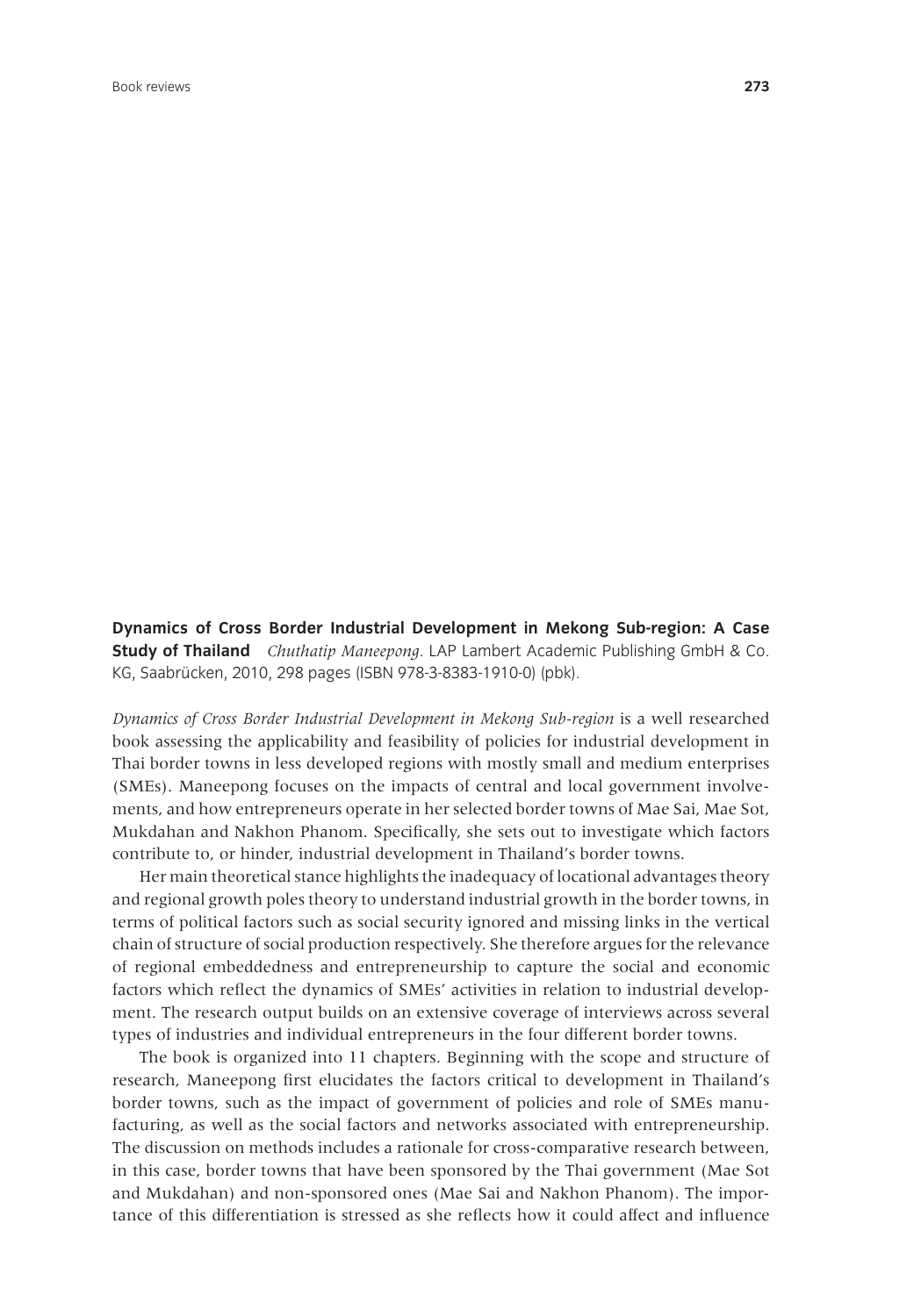**Dynamics of Cross Border Industrial Development in Mekong Sub-region: A Case Study of Thailand** *Chuthatip Maneepong*. LAP Lambert Academic Publishing GmbH & Co. KG, Saabrücken, 2010, 298 pages (ISBN 978-3-8383-1910-0) (pbk).

*Dynamics of Cross Border Industrial Development in Mekong Sub-region* is a well researched book assessing the applicability and feasibility of policies for industrial development in Thai border towns in less developed regions with mostly small and medium enterprises (SMEs). Maneepong focuses on the impacts of central and local government involvements, and how entrepreneurs operate in her selected border towns of Mae Sai, Mae Sot, Mukdahan and Nakhon Phanom. Specifically, she sets out to investigate which factors contribute to, or hinder, industrial development in Thailand's border towns.

Her main theoretical stance highlights the inadequacy of locational advantages theory and regional growth poles theory to understand industrial growth in the border towns, in terms of political factors such as social security ignored and missing links in the vertical chain of structure of social production respectively. She therefore argues for the relevance of regional embeddedness and entrepreneurship to capture the social and economic factors which reflect the dynamics of SMEs' activities in relation to industrial development. The research output builds on an extensive coverage of interviews across several types of industries and individual entrepreneurs in the four different border towns.

The book is organized into 11 chapters. Beginning with the scope and structure of research, Maneepong first elucidates the factors critical to development in Thailand's border towns, such as the impact of government of policies and role of SMEs manufacturing, as well as the social factors and networks associated with entrepreneurship. The discussion on methods includes a rationale for cross-comparative research between, in this case, border towns that have been sponsored by the Thai government (Mae Sot and Mukdahan) and non-sponsored ones (Mae Sai and Nakhon Phanom). The importance of this differentiation is stressed as she reflects how it could affect and influence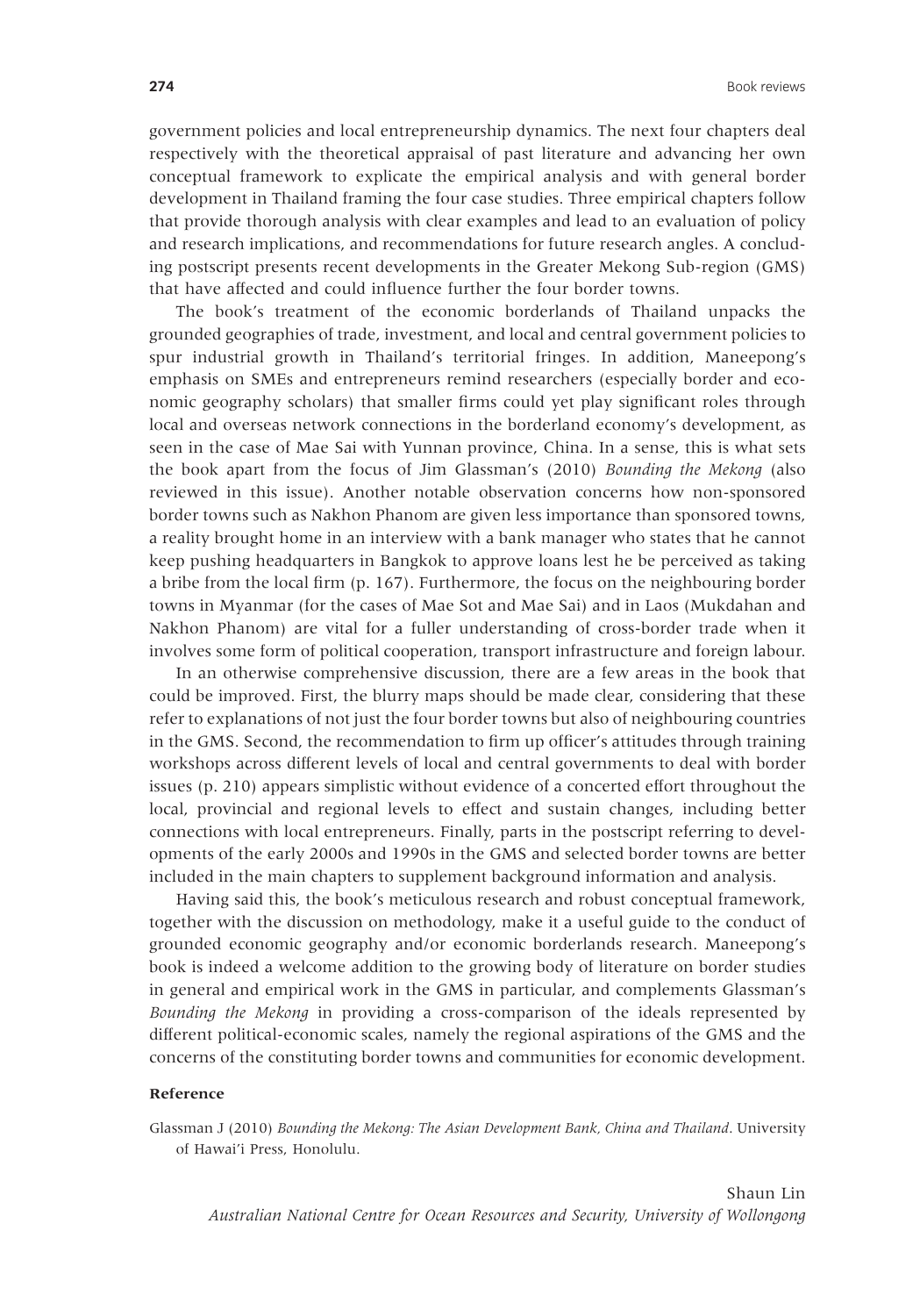government policies and local entrepreneurship dynamics. The next four chapters deal respectively with the theoretical appraisal of past literature and advancing her own conceptual framework to explicate the empirical analysis and with general border development in Thailand framing the four case studies. Three empirical chapters follow that provide thorough analysis with clear examples and lead to an evaluation of policy and research implications, and recommendations for future research angles. A concluding postscript presents recent developments in the Greater Mekong Sub-region (GMS) that have affected and could influence further the four border towns.

The book's treatment of the economic borderlands of Thailand unpacks the grounded geographies of trade, investment, and local and central government policies to spur industrial growth in Thailand's territorial fringes. In addition, Maneepong's emphasis on SMEs and entrepreneurs remind researchers (especially border and economic geography scholars) that smaller firms could yet play significant roles through local and overseas network connections in the borderland economy's development, as seen in the case of Mae Sai with Yunnan province, China. In a sense, this is what sets the book apart from the focus of Jim Glassman's (2010) *Bounding the Mekong* (also reviewed in this issue). Another notable observation concerns how non-sponsored border towns such as Nakhon Phanom are given less importance than sponsored towns, a reality brought home in an interview with a bank manager who states that he cannot keep pushing headquarters in Bangkok to approve loans lest he be perceived as taking a bribe from the local firm (p. 167). Furthermore, the focus on the neighbouring border towns in Myanmar (for the cases of Mae Sot and Mae Sai) and in Laos (Mukdahan and Nakhon Phanom) are vital for a fuller understanding of cross-border trade when it involves some form of political cooperation, transport infrastructure and foreign labour.

In an otherwise comprehensive discussion, there are a few areas in the book that could be improved. First, the blurry maps should be made clear, considering that these refer to explanations of not just the four border towns but also of neighbouring countries in the GMS. Second, the recommendation to firm up officer's attitudes through training workshops across different levels of local and central governments to deal with border issues (p. 210) appears simplistic without evidence of a concerted effort throughout the local, provincial and regional levels to effect and sustain changes, including better connections with local entrepreneurs. Finally, parts in the postscript referring to developments of the early 2000s and 1990s in the GMS and selected border towns are better included in the main chapters to supplement background information and analysis.

Having said this, the book's meticulous research and robust conceptual framework, together with the discussion on methodology, make it a useful guide to the conduct of grounded economic geography and/or economic borderlands research. Maneepong's book is indeed a welcome addition to the growing body of literature on border studies in general and empirical work in the GMS in particular, and complements Glassman's *Bounding the Mekong* in providing a cross-comparison of the ideals represented by different political-economic scales, namely the regional aspirations of the GMS and the concerns of the constituting border towns and communities for economic development.

### Reference

Glassman J (2010) *Bounding the Mekong: The Asian Development Bank, China and Thailand*. University of Hawai'i Press, Honolulu.

Shaun Lin
*Australian National Centre for Ocean Resources and Security, University of Wollongong*